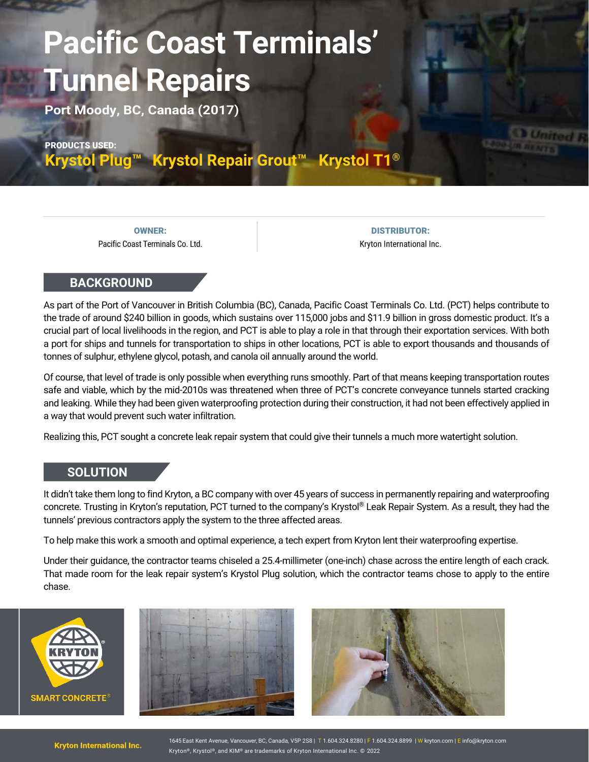# Pacific Coast Terminals' Tunnel Repairs

**Port Moody, BC, Canada (2017)**

**PRODUCTS USED:**
**Krystol Plug™ Krystol Repair Grout™ Krystol T1®**

| OWNER: | DISTRIBUTOR: |
| --- | --- |
| Pacific Coast Terminals Co. Ltd. | Kryton International Inc. |

## BACKGROUND

As part of the Port of Vancouver in British Columbia (BC), Canada, Pacific Coast Terminals Co. Ltd. (PCT) helps contribute to the trade of around $240 billion in goods, which sustains over 115,000 jobs and $11.9 billion in gross domestic product. It's a crucial part of local livelihoods in the region, and PCT is able to play a role in that through their exportation services. With both a port for ships and tunnels for transportation to ships in other locations, PCT is able to export thousands and thousands of tonnes of sulphur, ethylene glycol, potash, and canola oil annually around the world.

Of course, that level of trade is only possible when everything runs smoothly. Part of that means keeping transportation routes safe and viable, which by the mid-2010s was threatened when three of PCT's concrete conveyance tunnels started cracking and leaking. While they had been given waterproofing protection during their construction, it had not been effectively applied in a way that would prevent such water infiltration.

Realizing this, PCT sought a concrete leak repair system that could give their tunnels a much more watertight solution.

## SOLUTION

It didn't take them long to find Kryton, a BC company with over 45 years of success in permanently repairing and waterproofing concrete. Trusting in Kryton's reputation, PCT turned to the company's Krystol® Leak Repair System. As a result, they had the tunnels' previous contractors apply the system to the three affected areas.

To help make this work a smooth and optimal experience, a tech expert from Kryton lent their waterproofing expertise.

Under their guidance, the contractor teams chiseled a 25.4-millimeter (one-inch) chase across the entire length of each crack. That made room for the leak repair system's Krystol Plug solution, which the contractor teams chose to apply to the entire chase.

**Kryton International Inc.**

1645 East Kent Avenue, Vancouver, BC, Canada, V5P 2S8 | T 1.604.324.8280 | F 1.604.324.8899 | W kryton.com | E info@kryton.com
Kryton®, Krystol®, and KIM® are trademarks of Kryton International Inc. © 2022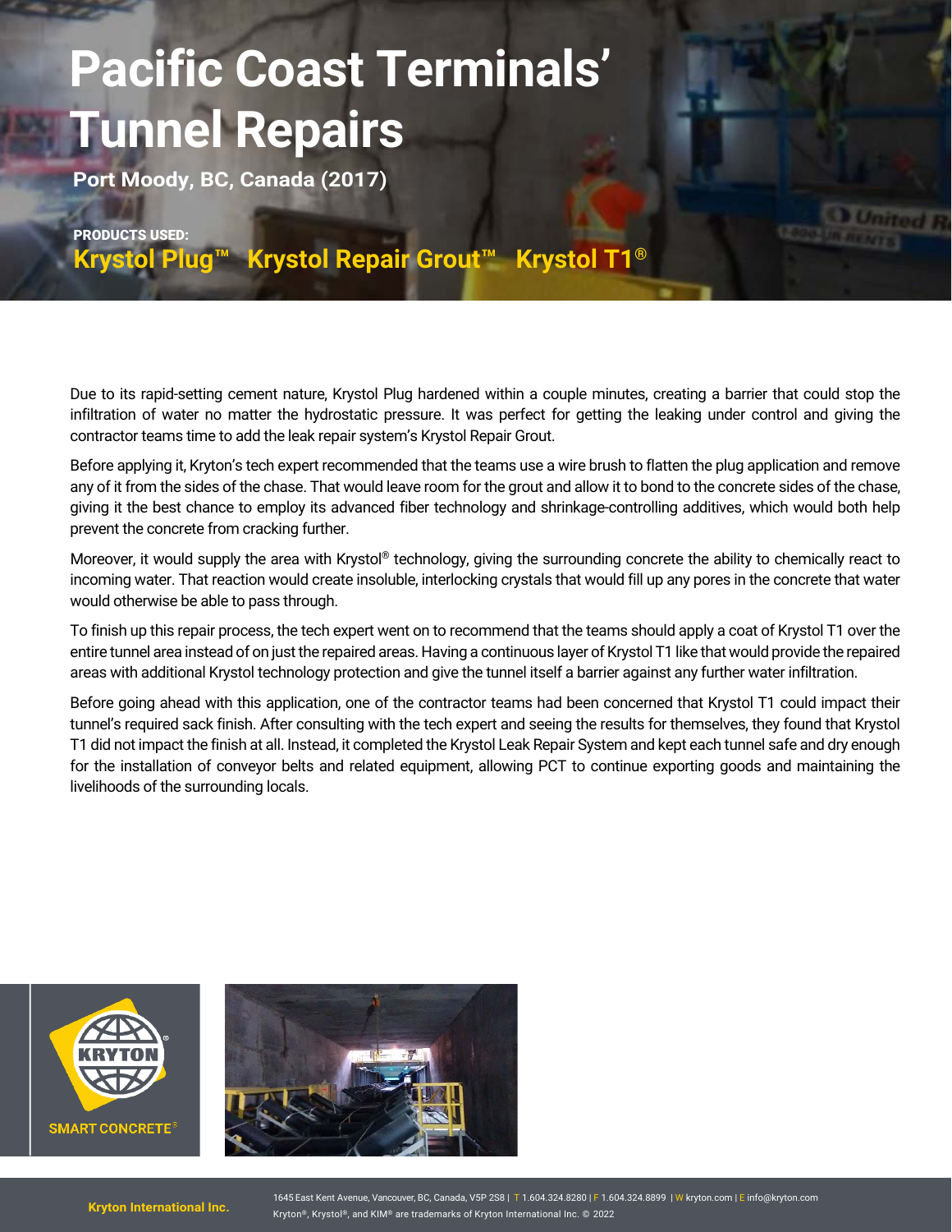# Pacific Coast Terminals' Tunnel Repairs

**Port Moody, BC, Canada (2017)**

**PRODUCTS USED:**

**Krystol Plug™ Krystol Repair Grout™ Krystol T1®**

Due to its rapid-setting cement nature, Krystol Plug hardened within a couple minutes, creating a barrier that could stop the infiltration of water no matter the hydrostatic pressure. It was perfect for getting the leaking under control and giving the contractor teams time to add the leak repair system's Krystol Repair Grout.

Before applying it, Kryton's tech expert recommended that the teams use a wire brush to flatten the plug application and remove any of it from the sides of the chase. That would leave room for the grout and allow it to bond to the concrete sides of the chase, giving it the best chance to employ its advanced fiber technology and shrinkage-controlling additives, which would both help prevent the concrete from cracking further.

Moreover, it would supply the area with Krystol® technology, giving the surrounding concrete the ability to chemically react to incoming water. That reaction would create insoluble, interlocking crystals that would fill up any pores in the concrete that water would otherwise be able to pass through.

To finish up this repair process, the tech expert went on to recommend that the teams should apply a coat of Krystol T1 over the entire tunnel area instead of on just the repaired areas. Having a continuous layer of Krystol T1 like that would provide the repaired areas with additional Krystol technology protection and give the tunnel itself a barrier against any further water infiltration.

Before going ahead with this application, one of the contractor teams had been concerned that Krystol T1 could impact their tunnel's required sack finish. After consulting with the tech expert and seeing the results for themselves, they found that Krystol T1 did not impact the finish at all. Instead, it completed the Krystol Leak Repair System and kept each tunnel safe and dry enough for the installation of conveyor belts and related equipment, allowing PCT to continue exporting goods and maintaining the livelihoods of the surrounding locals.

KRYTON SMART CONCRETE®

**Kryton International Inc.**

1645 East Kent Avenue, Vancouver, BC, Canada, V5P 2S8 | T 1.604.324.8280 | F 1.604.324.8899 | W kryton.com | E info@kryton.com

Kryton®, Krystol®, and KIM® are trademarks of Kryton International Inc. © 2022